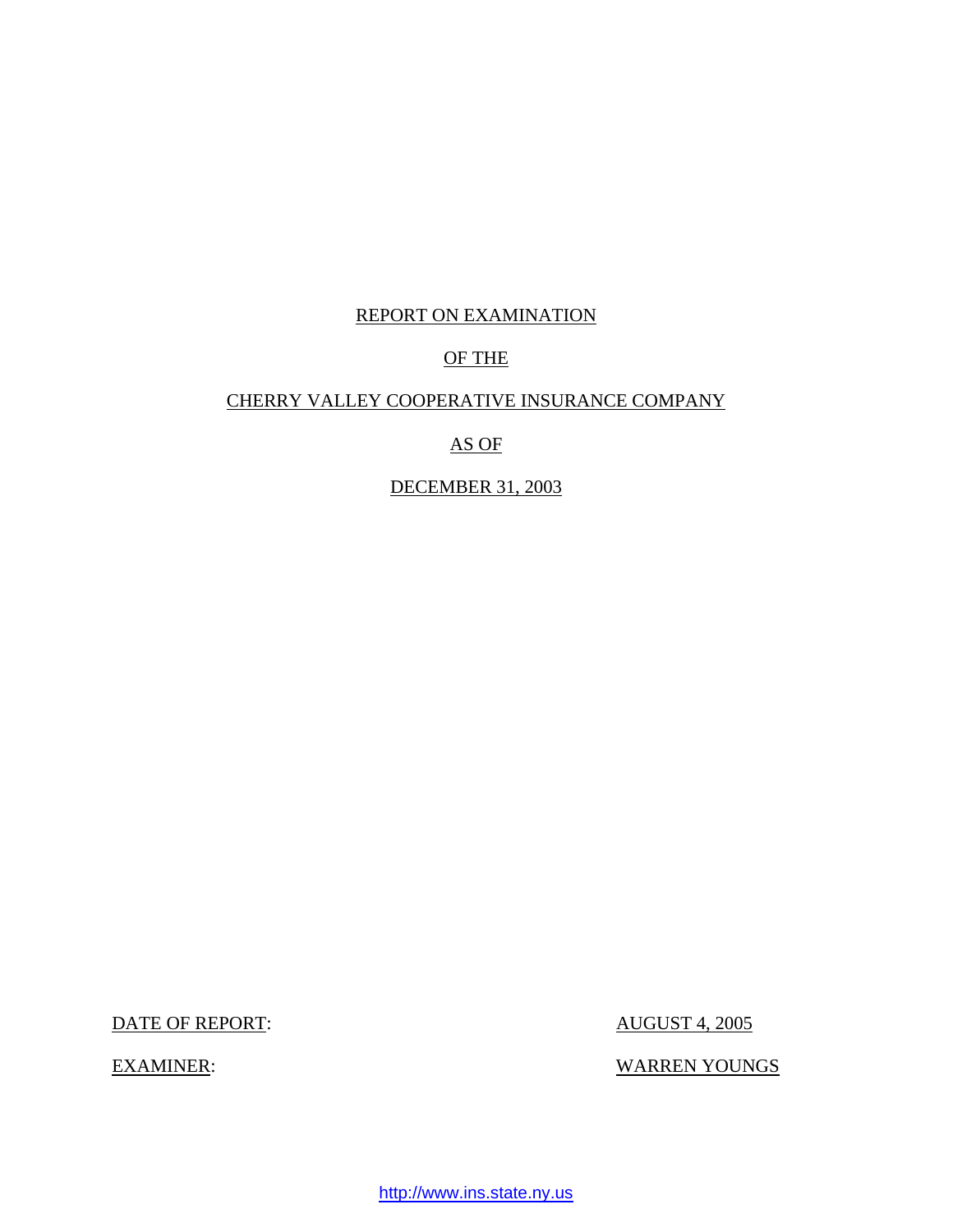# REPORT ON EXAMINATION

# OF THE

# CHERRY VALLEY COOPERATIVE INSURANCE COMPANY

# AS OF

# DECEMBER 31, 2003

DATE OF REPORT: AUGUST 4, 2005

EXAMINER: WARREN YOUNGS

http://www.ins.state.ny.us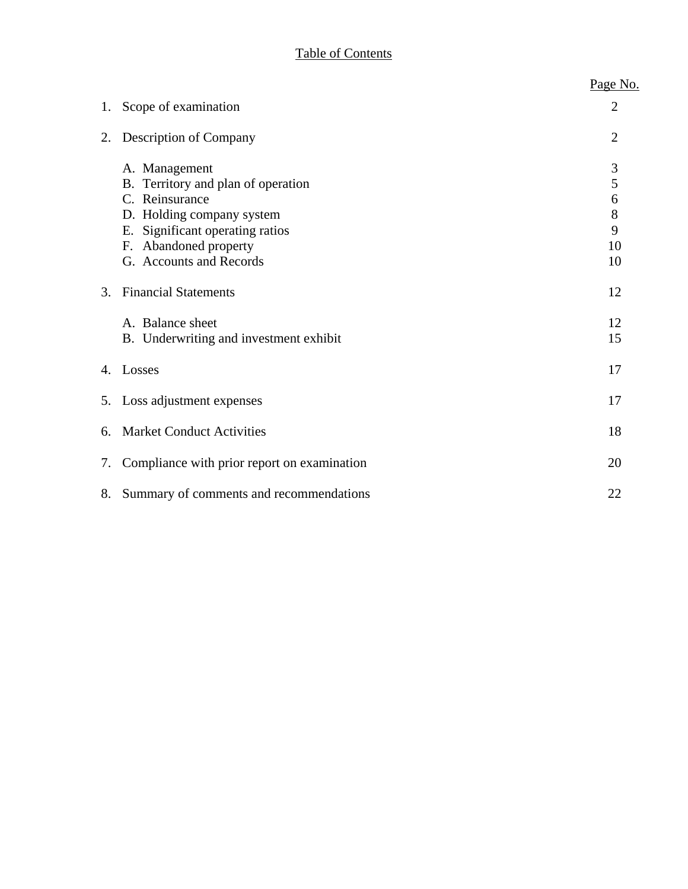# Table of Contents

| | | Page No. |
|---|---|---|
| 1. | Scope of examination | 2 |
| 2. | Description of Company | 2 |
| | A. Management | 3 |
| | B. Territory and plan of operation | 5 |
| | C. Reinsurance | 6 |
| | D. Holding company system | 8 |
| | E. Significant operating ratios | 9 |
| | F. Abandoned property | 10 |
| | G. Accounts and Records | 10 |
| 3. | Financial Statements | 12 |
| | A. Balance sheet | 12 |
| | B. Underwriting and investment exhibit | 15 |
| 4. | Losses | 17 |
| 5. | Loss adjustment expenses | 17 |
| 6. | Market Conduct Activities | 18 |
| 7. | Compliance with prior report on examination | 20 |
| 8. | Summary of comments and recommendations | 22 |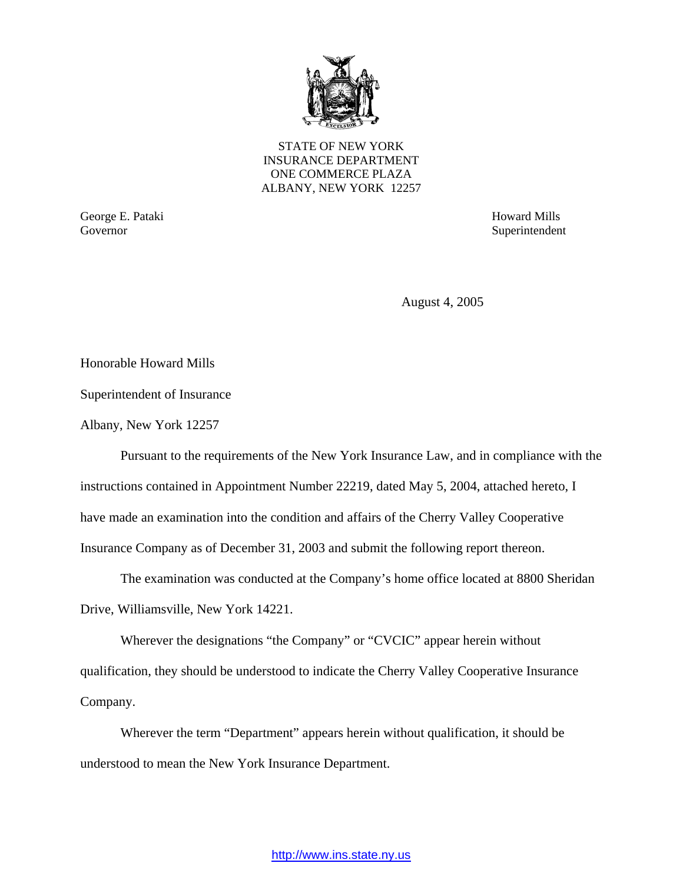STATE OF NEW YORK
INSURANCE DEPARTMENT
ONE COMMERCE PLAZA
ALBANY, NEW YORK 12257

George E. Pataki
Governor

Howard Mills
Superintendent

August 4, 2005

Honorable Howard Mills

Superintendent of Insurance

Albany, New York 12257

Pursuant to the requirements of the New York Insurance Law, and in compliance with the instructions contained in Appointment Number 22219, dated May 5, 2004, attached hereto, I have made an examination into the condition and affairs of the Cherry Valley Cooperative Insurance Company as of December 31, 2003 and submit the following report thereon.

The examination was conducted at the Company's home office located at 8800 Sheridan Drive, Williamsville, New York 14221.

Wherever the designations "the Company" or "CVCIC" appear herein without qualification, they should be understood to indicate the Cherry Valley Cooperative Insurance Company.

Wherever the term "Department" appears herein without qualification, it should be understood to mean the New York Insurance Department.

http://www.ins.state.ny.us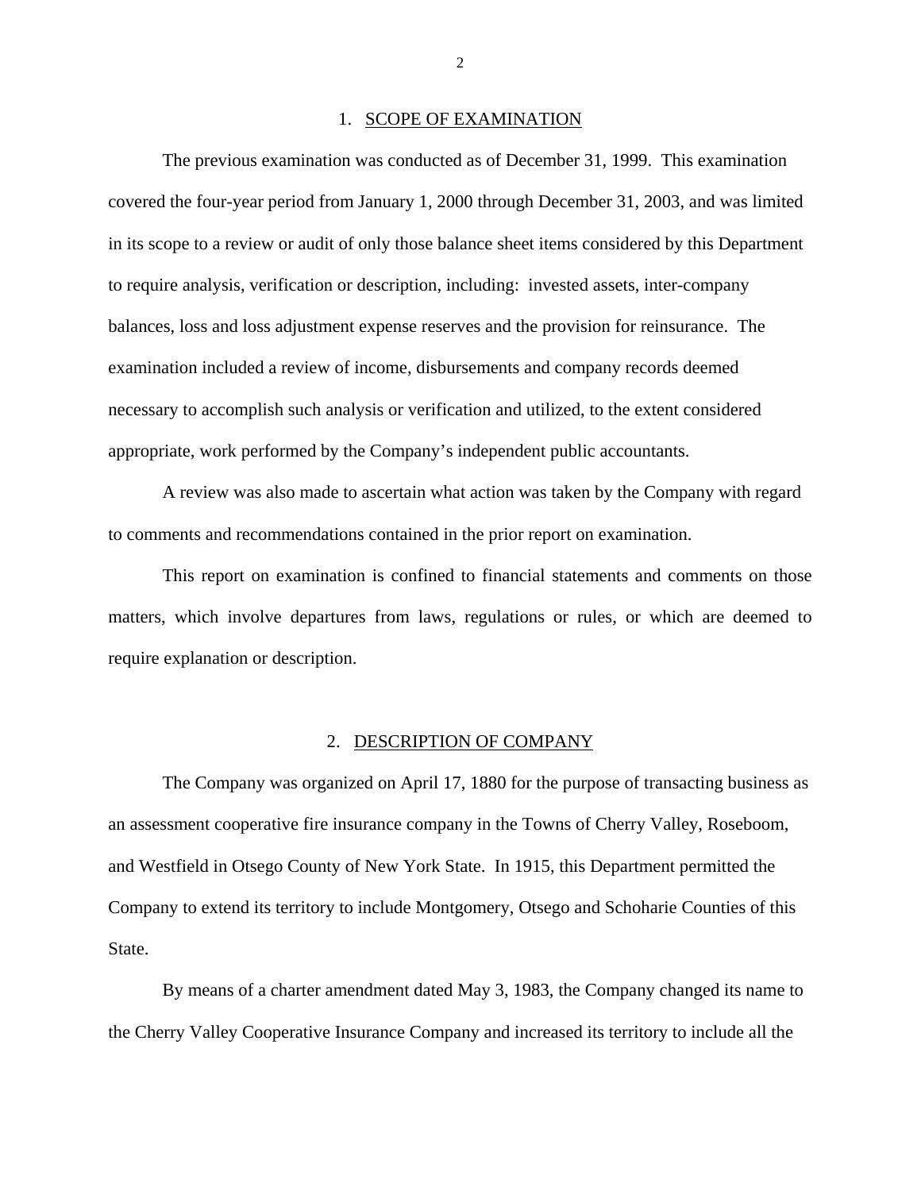## 1. SCOPE OF EXAMINATION

The previous examination was conducted as of December 31, 1999. This examination covered the four-year period from January 1, 2000 through December 31, 2003, and was limited in its scope to a review or audit of only those balance sheet items considered by this Department to require analysis, verification or description, including: invested assets, inter-company balances, loss and loss adjustment expense reserves and the provision for reinsurance. The examination included a review of income, disbursements and company records deemed necessary to accomplish such analysis or verification and utilized, to the extent considered appropriate, work performed by the Company's independent public accountants.

A review was also made to ascertain what action was taken by the Company with regard to comments and recommendations contained in the prior report on examination.

This report on examination is confined to financial statements and comments on those matters, which involve departures from laws, regulations or rules, or which are deemed to require explanation or description.

## 2. DESCRIPTION OF COMPANY

The Company was organized on April 17, 1880 for the purpose of transacting business as an assessment cooperative fire insurance company in the Towns of Cherry Valley, Roseboom, and Westfield in Otsego County of New York State. In 1915, this Department permitted the Company to extend its territory to include Montgomery, Otsego and Schoharie Counties of this State.

By means of a charter amendment dated May 3, 1983, the Company changed its name to the Cherry Valley Cooperative Insurance Company and increased its territory to include all the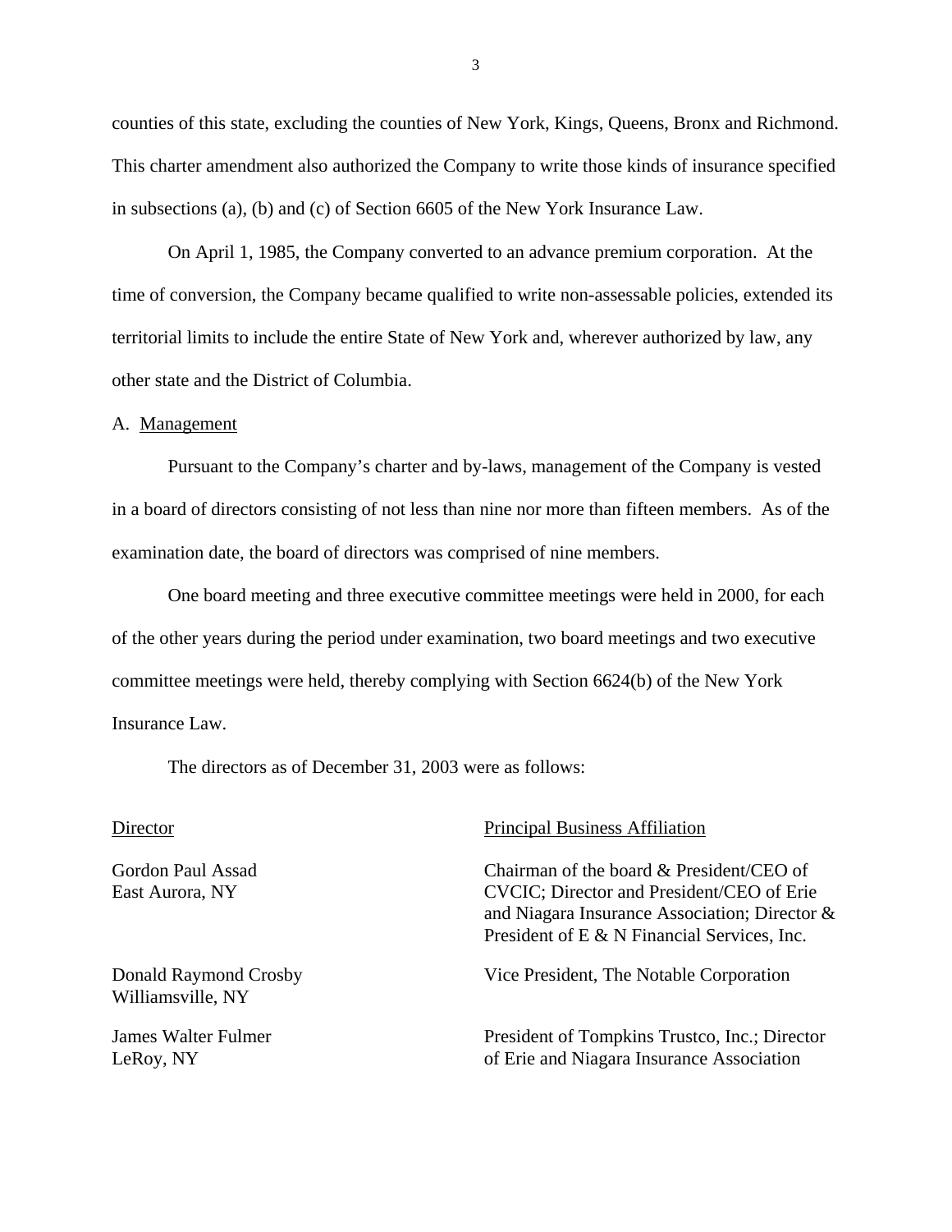counties of this state, excluding the counties of New York, Kings, Queens, Bronx and Richmond. This charter amendment also authorized the Company to write those kinds of insurance specified in subsections (a), (b) and (c) of Section 6605 of the New York Insurance Law.

On April 1, 1985, the Company converted to an advance premium corporation. At the time of conversion, the Company became qualified to write non-assessable policies, extended its territorial limits to include the entire State of New York and, wherever authorized by law, any other state and the District of Columbia.

A. Management

Pursuant to the Company's charter and by-laws, management of the Company is vested in a board of directors consisting of not less than nine nor more than fifteen members. As of the examination date, the board of directors was comprised of nine members.

One board meeting and three executive committee meetings were held in 2000, for each of the other years during the period under examination, two board meetings and two executive committee meetings were held, thereby complying with Section 6624(b) of the New York Insurance Law.

The directors as of December 31, 2003 were as follows:

| Director | Principal Business Affiliation |
|---|---|
| Gordon Paul Assad<br>East Aurora, NY | Chairman of the board & President/CEO of CVCIC; Director and President/CEO of Erie and Niagara Insurance Association; Director & President of E & N Financial Services, Inc. |
| Donald Raymond Crosby<br>Williamsville, NY | Vice President, The Notable Corporation |
| James Walter Fulmer<br>LeRoy, NY | President of Tompkins Trustco, Inc.; Director of Erie and Niagara Insurance Association |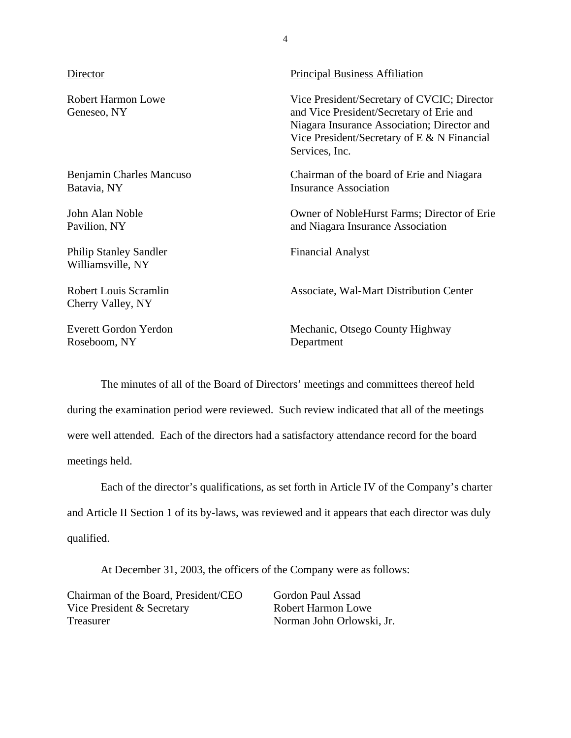| Director | Principal Business Affiliation |
|---|---|
| Robert Harmon Lowe<br>Geneseo, NY | Vice President/Secretary of CVCIC; Director and Vice President/Secretary of Erie and Niagara Insurance Association; Director and Vice President/Secretary of E & N Financial Services, Inc. |
| Benjamin Charles Mancuso<br>Batavia, NY | Chairman of the board of Erie and Niagara Insurance Association |
| John Alan Noble<br>Pavilion, NY | Owner of NobleHurst Farms; Director of Erie and Niagara Insurance Association |
| Philip Stanley Sandler<br>Williamsville, NY | Financial Analyst |
| Robert Louis Scramlin<br>Cherry Valley, NY | Associate, Wal-Mart Distribution Center |
| Everett Gordon Yerdon<br>Roseboom, NY | Mechanic, Otsego County Highway Department |

The minutes of all of the Board of Directors' meetings and committees thereof held during the examination period were reviewed. Such review indicated that all of the meetings were well attended. Each of the directors had a satisfactory attendance record for the board meetings held.

Each of the director's qualifications, as set forth in Article IV of the Company's charter and Article II Section 1 of its by-laws, was reviewed and it appears that each director was duly qualified.

At December 31, 2003, the officers of the Company were as follows:

| | |
|---|---|
| Chairman of the Board, President/CEO | Gordon Paul Assad |
| Vice President & Secretary | Robert Harmon Lowe |
| Treasurer | Norman John Orlowski, Jr. |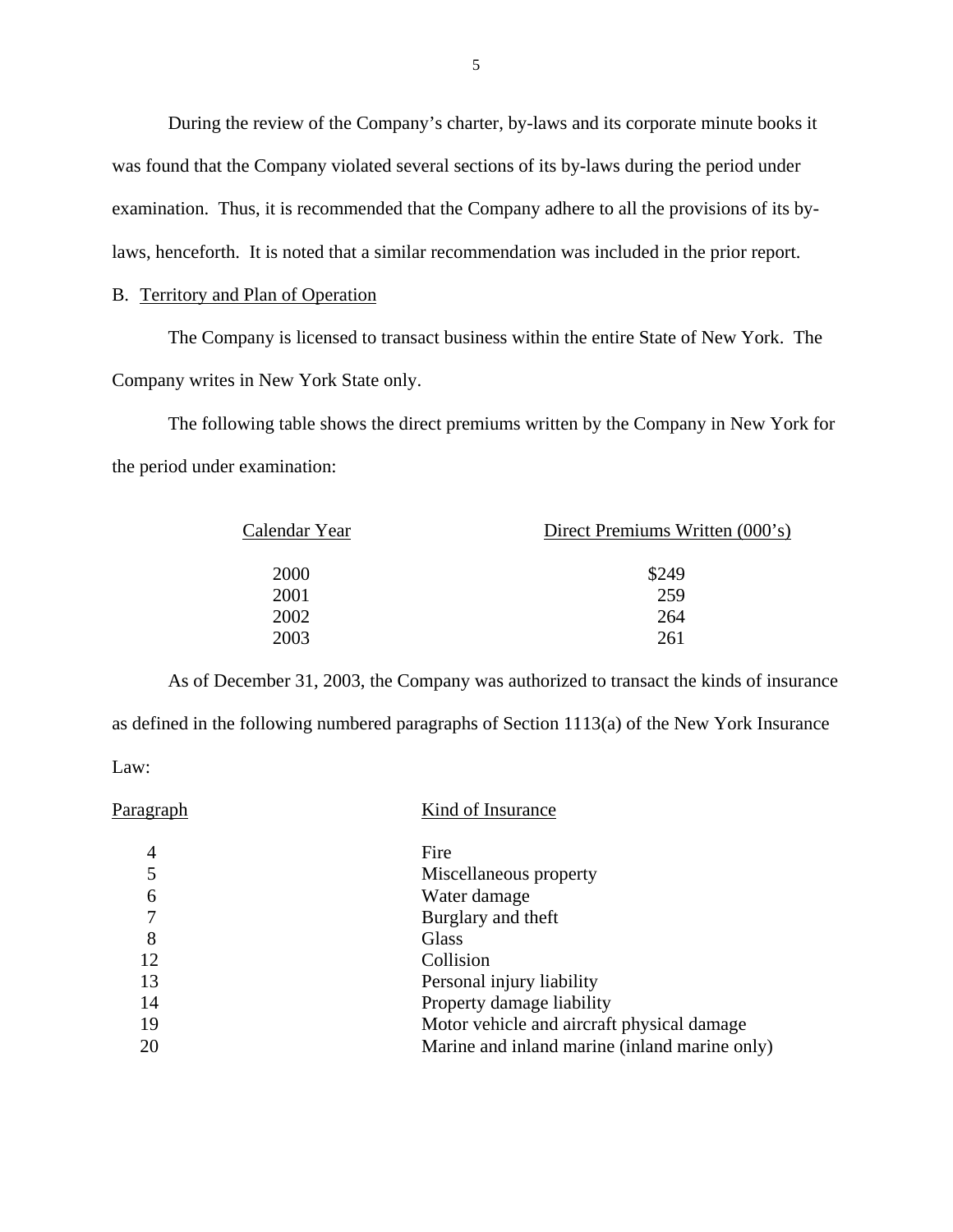During the review of the Company's charter, by-laws and its corporate minute books it was found that the Company violated several sections of its by-laws during the period under examination. Thus, it is recommended that the Company adhere to all the provisions of its by-laws, henceforth. It is noted that a similar recommendation was included in the prior report.

B. Territory and Plan of Operation

The Company is licensed to transact business within the entire State of New York. The Company writes in New York State only.

The following table shows the direct premiums written by the Company in New York for the period under examination:

| Calendar Year | Direct Premiums Written (000's) |
|---|---|
| 2000 | $249 |
| 2001 | 259 |
| 2002 | 264 |
| 2003 | 261 |

As of December 31, 2003, the Company was authorized to transact the kinds of insurance as defined in the following numbered paragraphs of Section 1113(a) of the New York Insurance Law:

| Paragraph | Kind of Insurance |
|---|---|
| 4 | Fire |
| 5 | Miscellaneous property |
| 6 | Water damage |
| 7 | Burglary and theft |
| 8 | Glass |
| 12 | Collision |
| 13 | Personal injury liability |
| 14 | Property damage liability |
| 19 | Motor vehicle and aircraft physical damage |
| 20 | Marine and inland marine (inland marine only) |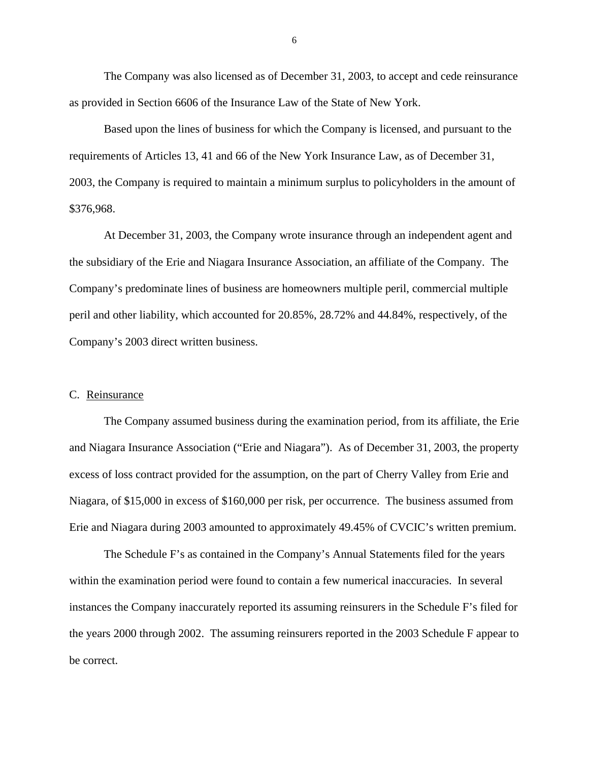The Company was also licensed as of December 31, 2003, to accept and cede reinsurance as provided in Section 6606 of the Insurance Law of the State of New York.

Based upon the lines of business for which the Company is licensed, and pursuant to the requirements of Articles 13, 41 and 66 of the New York Insurance Law, as of December 31, 2003, the Company is required to maintain a minimum surplus to policyholders in the amount of $376,968.

At December 31, 2003, the Company wrote insurance through an independent agent and the subsidiary of the Erie and Niagara Insurance Association, an affiliate of the Company. The Company's predominate lines of business are homeowners multiple peril, commercial multiple peril and other liability, which accounted for 20.85%, 28.72% and 44.84%, respectively, of the Company's 2003 direct written business.

C. Reinsurance

The Company assumed business during the examination period, from its affiliate, the Erie and Niagara Insurance Association ("Erie and Niagara"). As of December 31, 2003, the property excess of loss contract provided for the assumption, on the part of Cherry Valley from Erie and Niagara, of $15,000 in excess of $160,000 per risk, per occurrence. The business assumed from Erie and Niagara during 2003 amounted to approximately 49.45% of CVCIC's written premium.

The Schedule F's as contained in the Company's Annual Statements filed for the years within the examination period were found to contain a few numerical inaccuracies. In several instances the Company inaccurately reported its assuming reinsurers in the Schedule F's filed for the years 2000 through 2002. The assuming reinsurers reported in the 2003 Schedule F appear to be correct.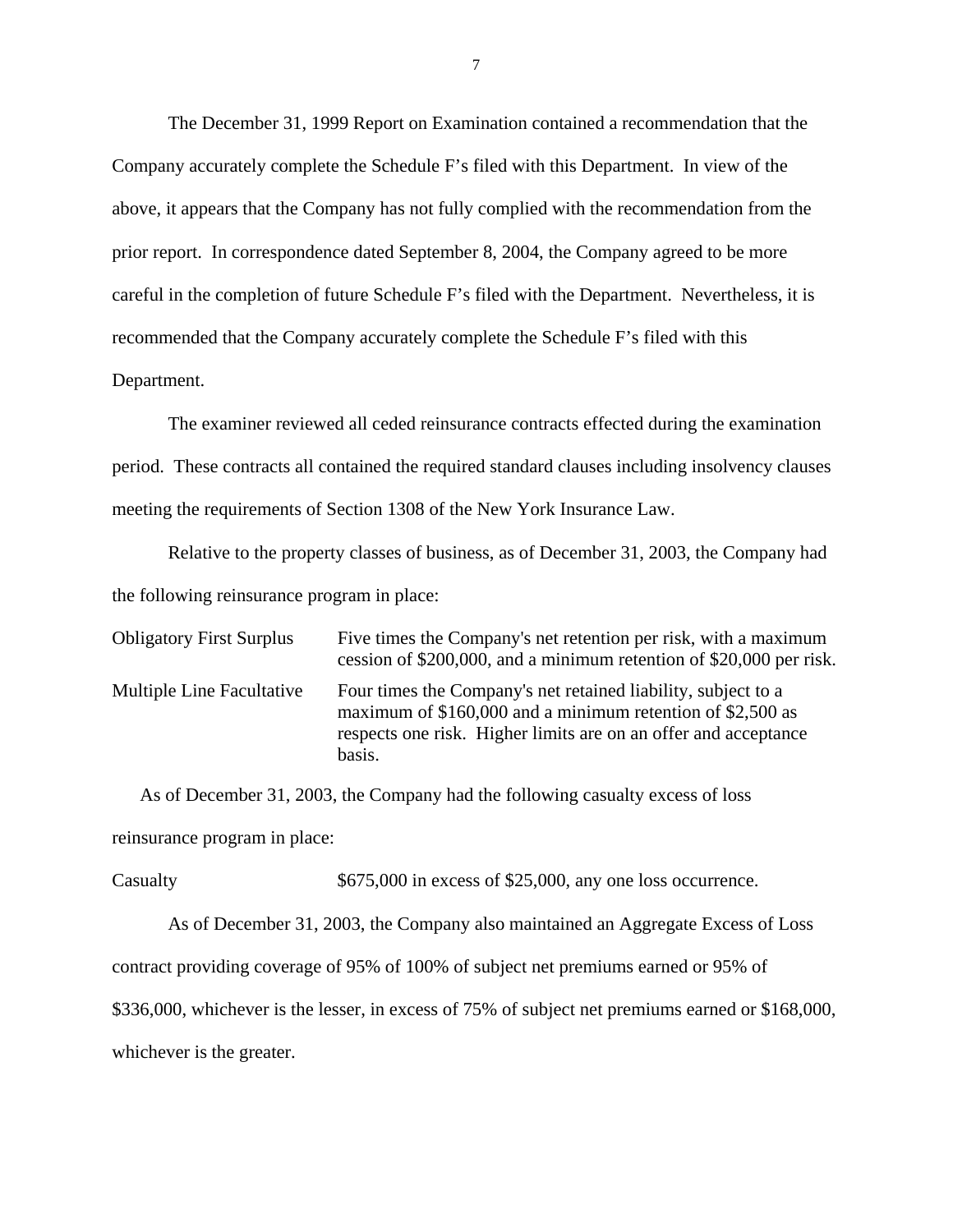The December 31, 1999 Report on Examination contained a recommendation that the Company accurately complete the Schedule F's filed with this Department. In view of the above, it appears that the Company has not fully complied with the recommendation from the prior report. In correspondence dated September 8, 2004, the Company agreed to be more careful in the completion of future Schedule F's filed with the Department. Nevertheless, it is recommended that the Company accurately complete the Schedule F's filed with this Department.

The examiner reviewed all ceded reinsurance contracts effected during the examination period. These contracts all contained the required standard clauses including insolvency clauses meeting the requirements of Section 1308 of the New York Insurance Law.

Relative to the property classes of business, as of December 31, 2003, the Company had the following reinsurance program in place:

| | |
|---|---|
| Obligatory First Surplus | Five times the Company's net retention per risk, with a maximum cession of $200,000, and a minimum retention of $20,000 per risk. |
| Multiple Line Facultative | Four times the Company's net retained liability, subject to a maximum of $160,000 and a minimum retention of $2,500 as respects one risk. Higher limits are on an offer and acceptance basis. |

As of December 31, 2003, the Company had the following casualty excess of loss reinsurance program in place:

| | |
|---|---|
| Casualty | $675,000 in excess of $25,000, any one loss occurrence. |

As of December 31, 2003, the Company also maintained an Aggregate Excess of Loss contract providing coverage of 95% of 100% of subject net premiums earned or 95% of $336,000, whichever is the lesser, in excess of 75% of subject net premiums earned or $168,000, whichever is the greater.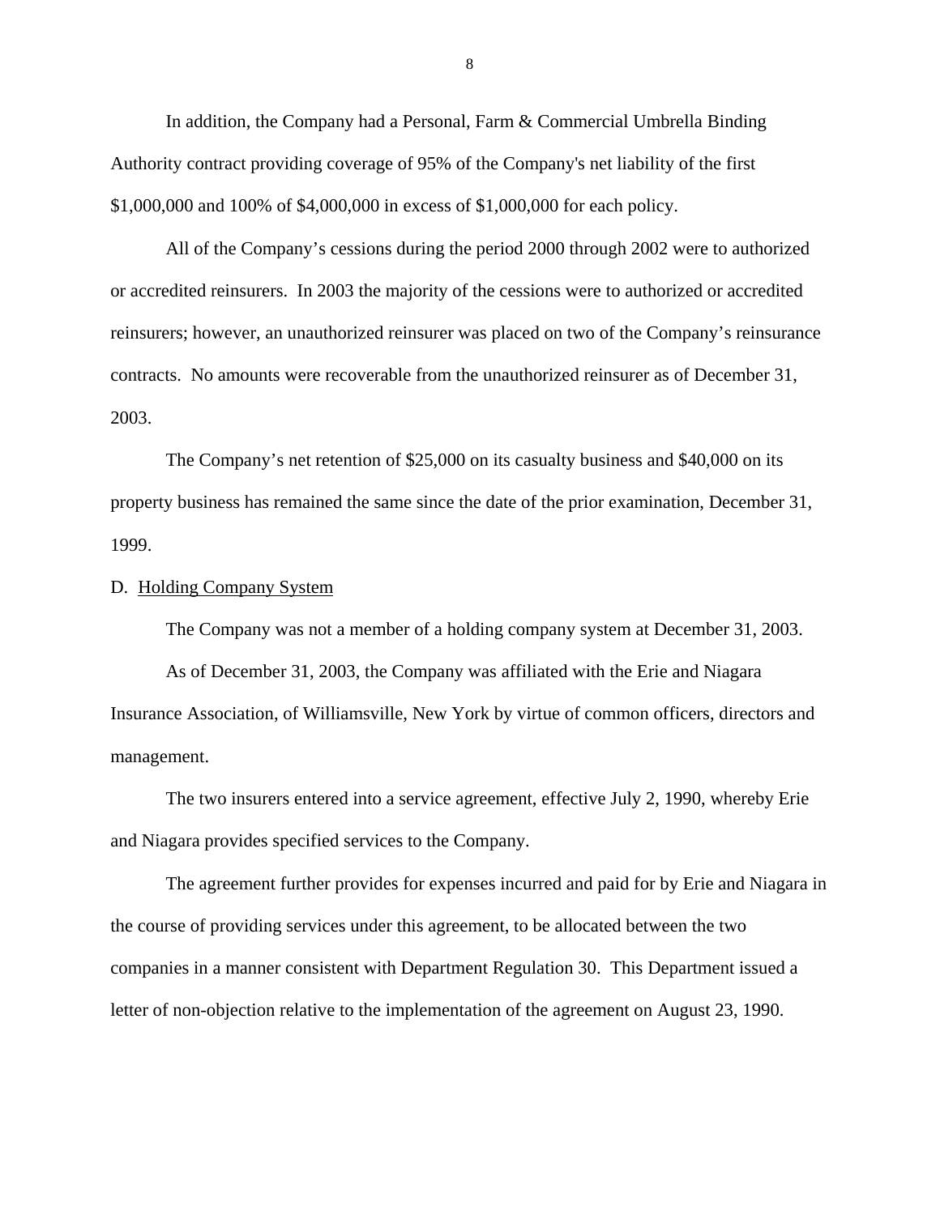In addition, the Company had a Personal, Farm & Commercial Umbrella Binding Authority contract providing coverage of 95% of the Company's net liability of the first $1,000,000 and 100% of $4,000,000 in excess of $1,000,000 for each policy.

All of the Company's cessions during the period 2000 through 2002 were to authorized or accredited reinsurers. In 2003 the majority of the cessions were to authorized or accredited reinsurers; however, an unauthorized reinsurer was placed on two of the Company's reinsurance contracts. No amounts were recoverable from the unauthorized reinsurer as of December 31, 2003.

The Company's net retention of $25,000 on its casualty business and $40,000 on its property business has remained the same since the date of the prior examination, December 31, 1999.

D. Holding Company System

The Company was not a member of a holding company system at December 31, 2003.

As of December 31, 2003, the Company was affiliated with the Erie and Niagara Insurance Association, of Williamsville, New York by virtue of common officers, directors and management.

The two insurers entered into a service agreement, effective July 2, 1990, whereby Erie and Niagara provides specified services to the Company.

The agreement further provides for expenses incurred and paid for by Erie and Niagara in the course of providing services under this agreement, to be allocated between the two companies in a manner consistent with Department Regulation 30. This Department issued a letter of non-objection relative to the implementation of the agreement on August 23, 1990.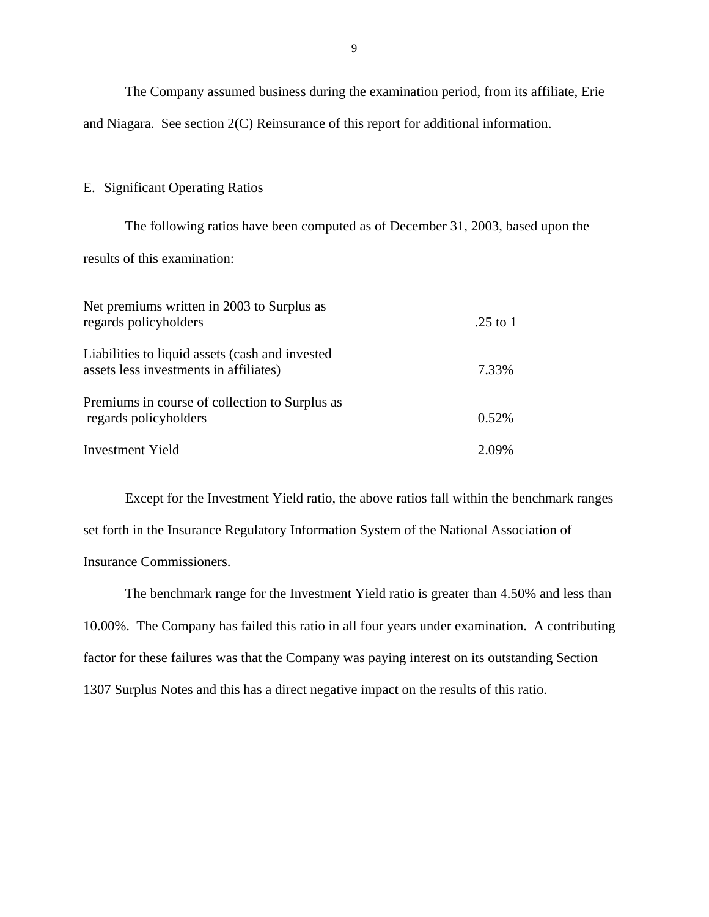The Company assumed business during the examination period, from its affiliate, Erie and Niagara. See section 2(C) Reinsurance of this report for additional information.

## E. Significant Operating Ratios

The following ratios have been computed as of December 31, 2003, based upon the results of this examination:

| | |
|---|---|
| Net premiums written in 2003 to Surplus as regards policyholders | .25 to 1 |
| Liabilities to liquid assets (cash and invested assets less investments in affiliates) | 7.33% |
| Premiums in course of collection to Surplus as regards policyholders | 0.52% |
| Investment Yield | 2.09% |

Except for the Investment Yield ratio, the above ratios fall within the benchmark ranges set forth in the Insurance Regulatory Information System of the National Association of Insurance Commissioners.

The benchmark range for the Investment Yield ratio is greater than 4.50% and less than 10.00%. The Company has failed this ratio in all four years under examination. A contributing factor for these failures was that the Company was paying interest on its outstanding Section 1307 Surplus Notes and this has a direct negative impact on the results of this ratio.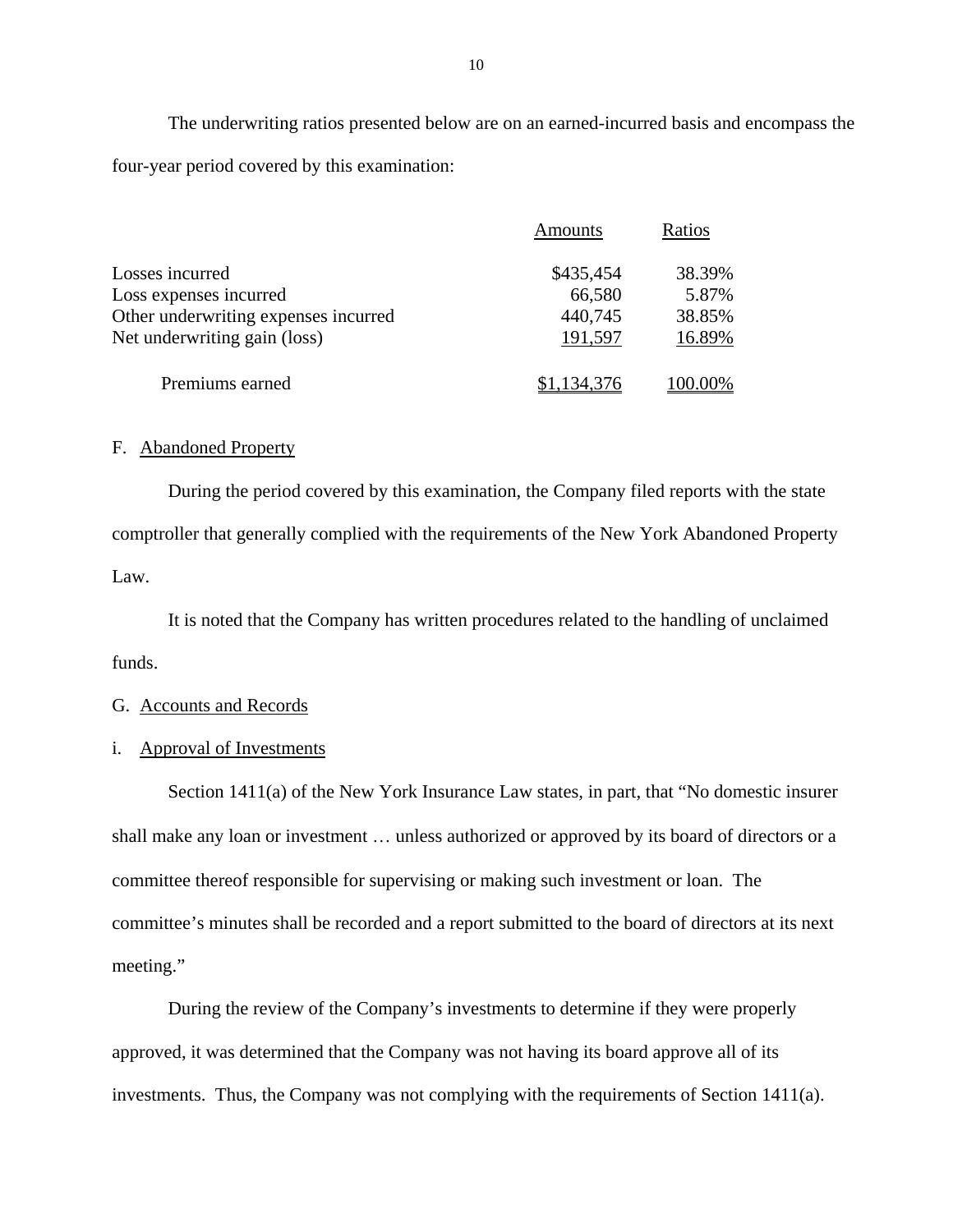The underwriting ratios presented below are on an earned-incurred basis and encompass the four-year period covered by this examination:

| | Amounts | Ratios |
|---|---|---|
| Losses incurred | $435,454 | 38.39% |
| Loss expenses incurred | 66,580 | 5.87% |
| Other underwriting expenses incurred | 440,745 | 38.85% |
| Net underwriting gain (loss) | 191,597 | 16.89% |
| Premiums earned | $1,134,376 | 100.00% |

F. Abandoned Property

During the period covered by this examination, the Company filed reports with the state comptroller that generally complied with the requirements of the New York Abandoned Property Law.

It is noted that the Company has written procedures related to the handling of unclaimed funds.

G. Accounts and Records

i. Approval of Investments

Section 1411(a) of the New York Insurance Law states, in part, that "No domestic insurer shall make any loan or investment … unless authorized or approved by its board of directors or a committee thereof responsible for supervising or making such investment or loan. The committee's minutes shall be recorded and a report submitted to the board of directors at its next meeting."

During the review of the Company's investments to determine if they were properly approved, it was determined that the Company was not having its board approve all of its investments. Thus, the Company was not complying with the requirements of Section 1411(a).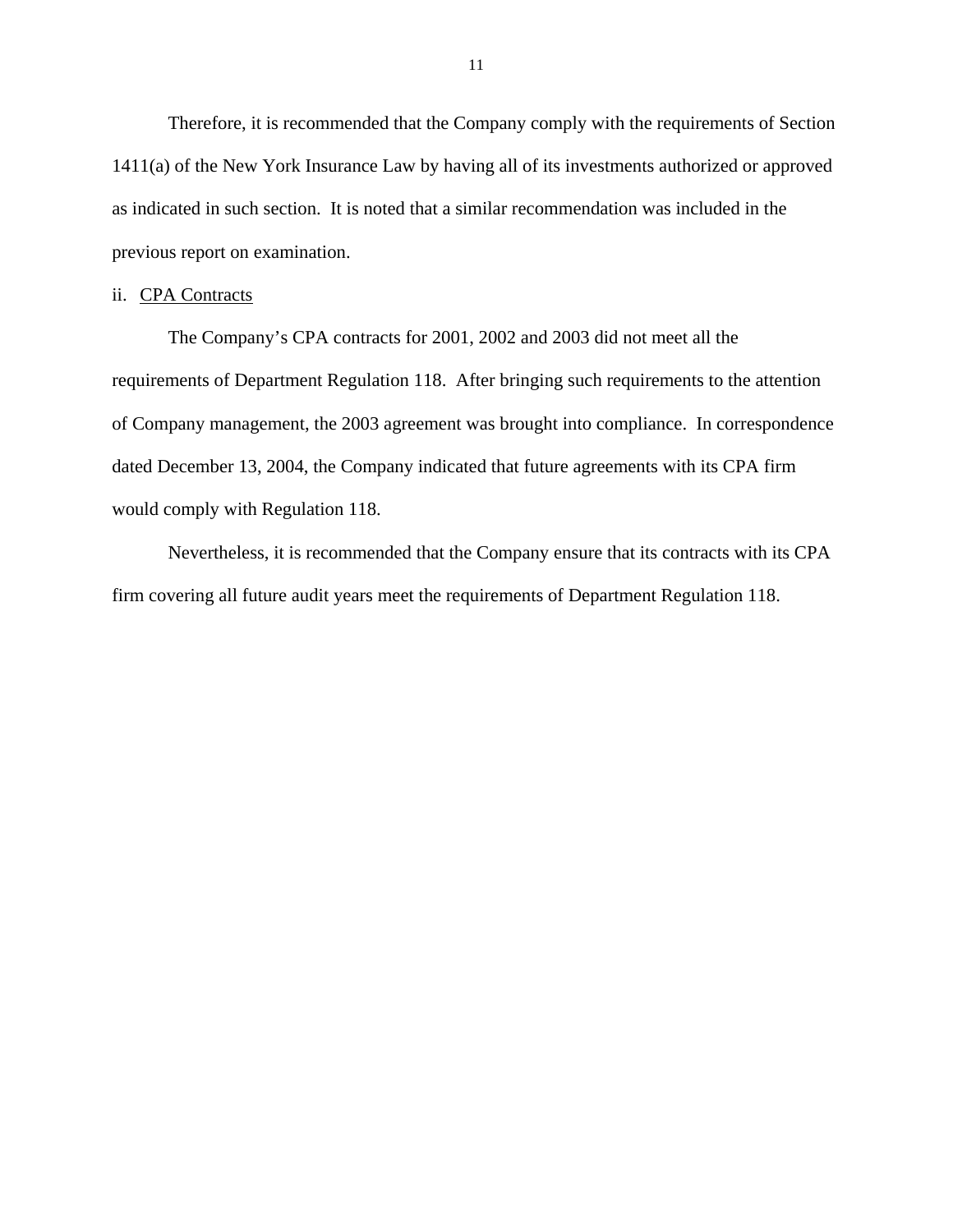Therefore, it is recommended that the Company comply with the requirements of Section 1411(a) of the New York Insurance Law by having all of its investments authorized or approved as indicated in such section. It is noted that a similar recommendation was included in the previous report on examination.

ii. CPA Contracts

The Company's CPA contracts for 2001, 2002 and 2003 did not meet all the requirements of Department Regulation 118. After bringing such requirements to the attention of Company management, the 2003 agreement was brought into compliance. In correspondence dated December 13, 2004, the Company indicated that future agreements with its CPA firm would comply with Regulation 118.

Nevertheless, it is recommended that the Company ensure that its contracts with its CPA firm covering all future audit years meet the requirements of Department Regulation 118.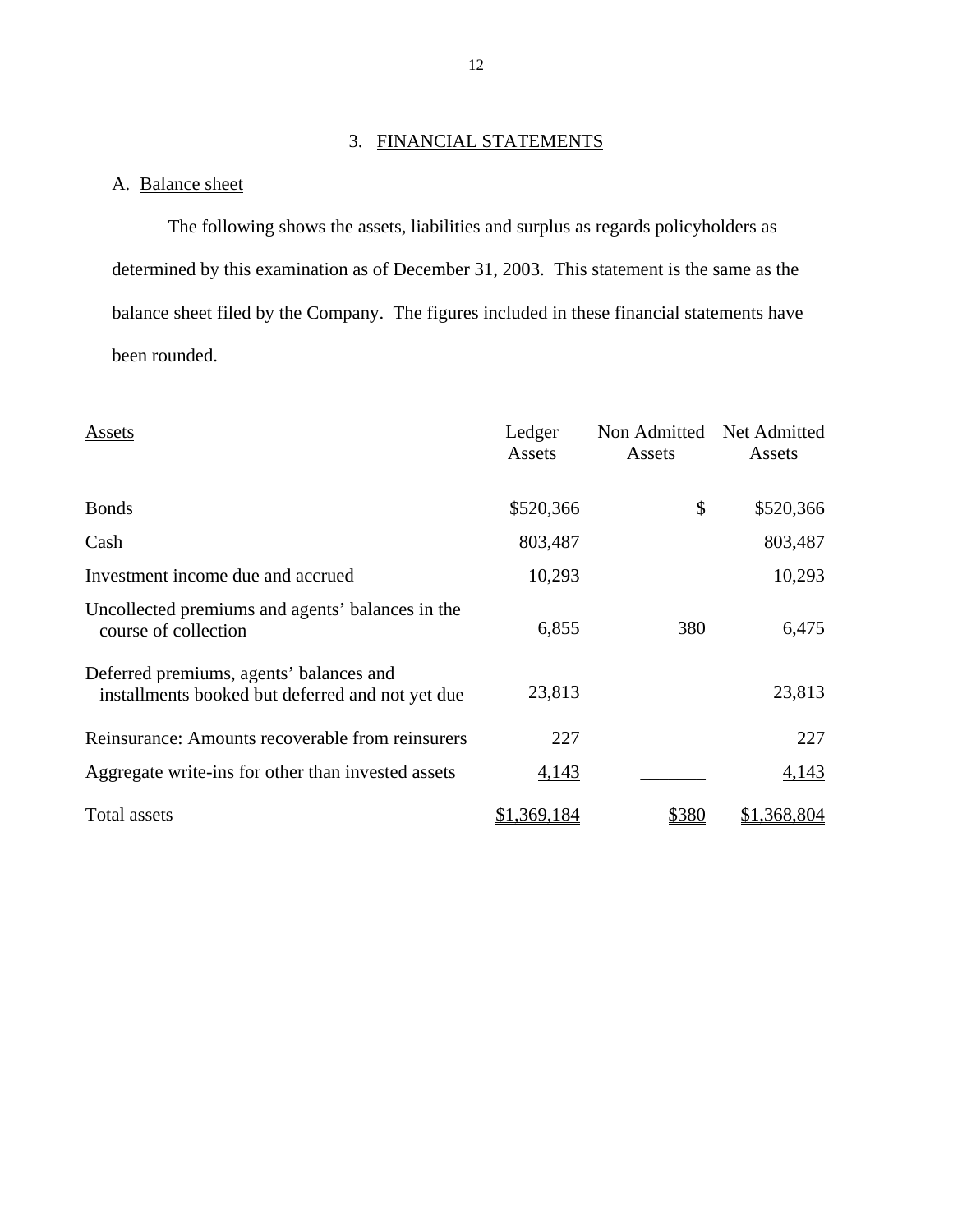## 3. FINANCIAL STATEMENTS

### A. Balance sheet

The following shows the assets, liabilities and surplus as regards policyholders as determined by this examination as of December 31, 2003. This statement is the same as the balance sheet filed by the Company. The figures included in these financial statements have been rounded.

| Assets | Ledger Assets | Non Admitted Assets | Net Admitted Assets |
|---|---|---|---|
| Bonds | $520,366 | $ | $520,366 |
| Cash | 803,487 | | 803,487 |
| Investment income due and accrued | 10,293 | | 10,293 |
| Uncollected premiums and agents' balances in the course of collection | 6,855 | 380 | 6,475 |
| Deferred premiums, agents' balances and installments booked but deferred and not yet due | 23,813 | | 23,813 |
| Reinsurance: Amounts recoverable from reinsurers | 227 | | 227 |
| Aggregate write-ins for other than invested assets | 4,143 | | 4,143 |
| Total assets | $1,369,184 | $380 | $1,368,804 |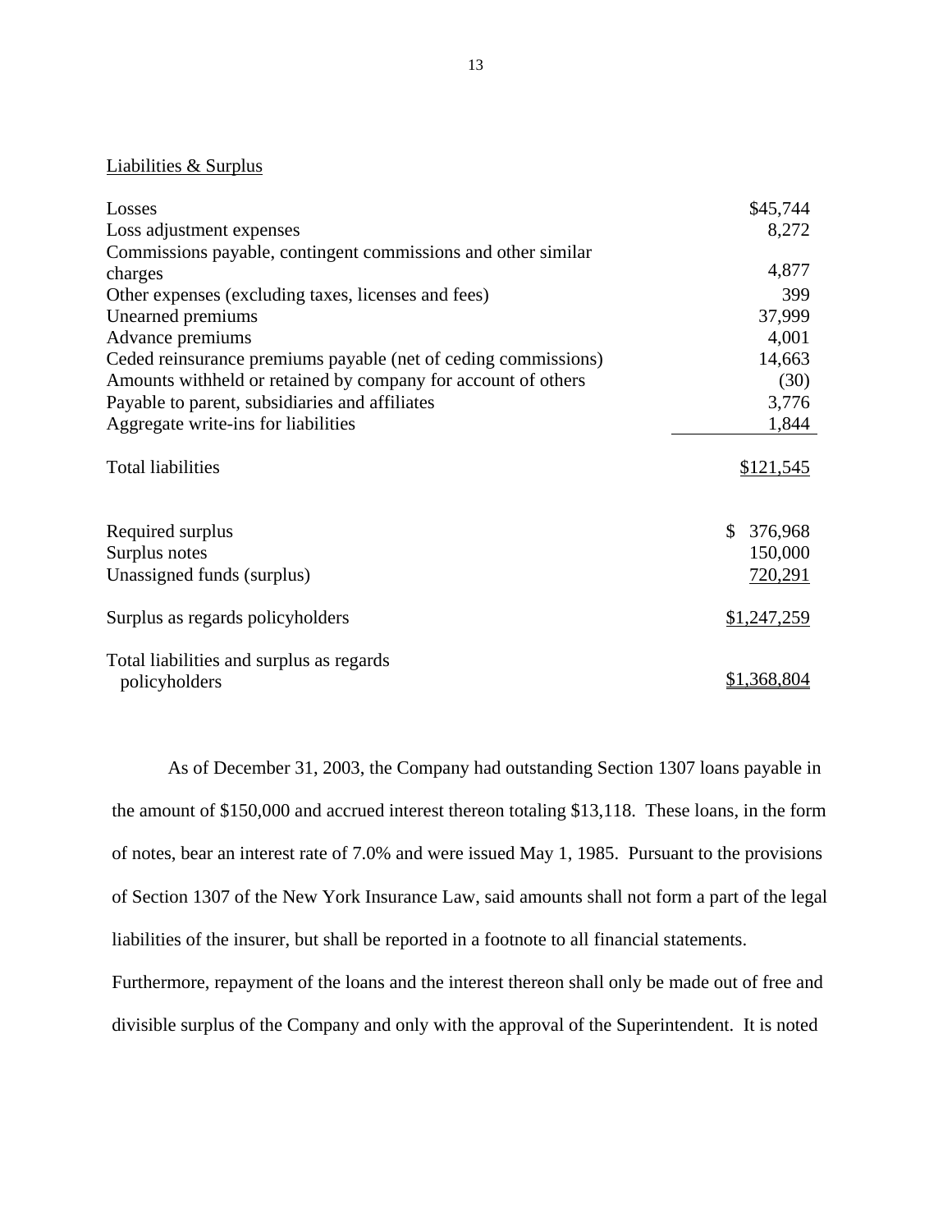Liabilities & Surplus

| | |
|---|---|
| Losses | $45,744 |
| Loss adjustment expenses | 8,272 |
| Commissions payable, contingent commissions and other similar charges | 4,877 |
| Other expenses (excluding taxes, licenses and fees) | 399 |
| Unearned premiums | 37,999 |
| Advance premiums | 4,001 |
| Ceded reinsurance premiums payable (net of ceding commissions) | 14,663 |
| Amounts withheld or retained by company for account of others | (30) |
| Payable to parent, subsidiaries and affiliates | 3,776 |
| Aggregate write-ins for liabilities | 1,844 |
| Total liabilities | $121,545 |
| | |
| Required surplus | $ 376,968 |
| Surplus notes | 150,000 |
| Unassigned funds (surplus) | 720,291 |
| Surplus as regards policyholders | $1,247,259 |
| Total liabilities and surplus as regards policyholders | $1,368,804 |

As of December 31, 2003, the Company had outstanding Section 1307 loans payable in the amount of $150,000 and accrued interest thereon totaling $13,118. These loans, in the form of notes, bear an interest rate of 7.0% and were issued May 1, 1985. Pursuant to the provisions of Section 1307 of the New York Insurance Law, said amounts shall not form a part of the legal liabilities of the insurer, but shall be reported in a footnote to all financial statements. Furthermore, repayment of the loans and the interest thereon shall only be made out of free and divisible surplus of the Company and only with the approval of the Superintendent. It is noted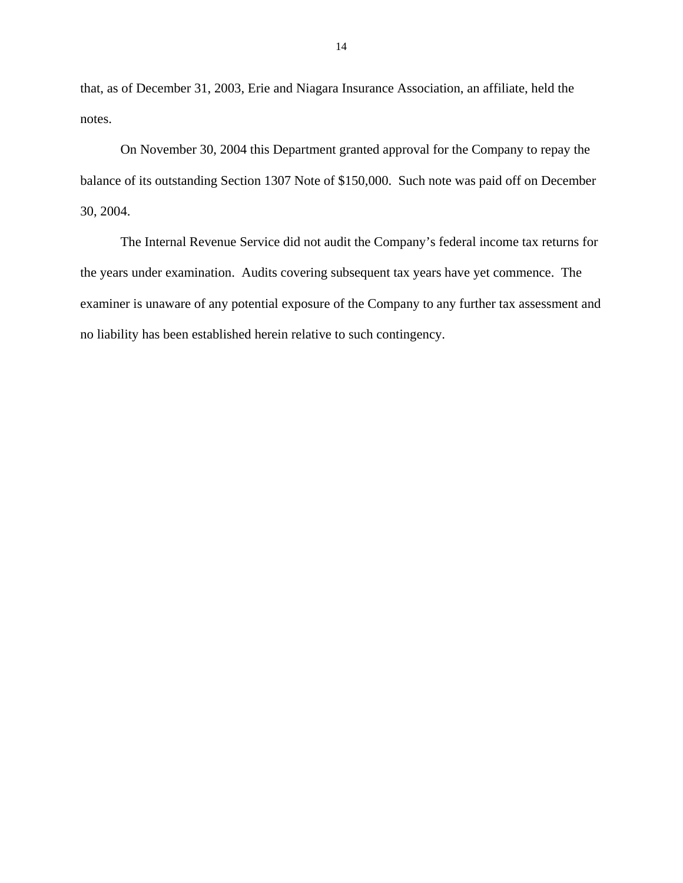that, as of December 31, 2003, Erie and Niagara Insurance Association, an affiliate, held the notes.

On November 30, 2004 this Department granted approval for the Company to repay the balance of its outstanding Section 1307 Note of $150,000. Such note was paid off on December 30, 2004.

The Internal Revenue Service did not audit the Company's federal income tax returns for the years under examination. Audits covering subsequent tax years have yet commence. The examiner is unaware of any potential exposure of the Company to any further tax assessment and no liability has been established herein relative to such contingency.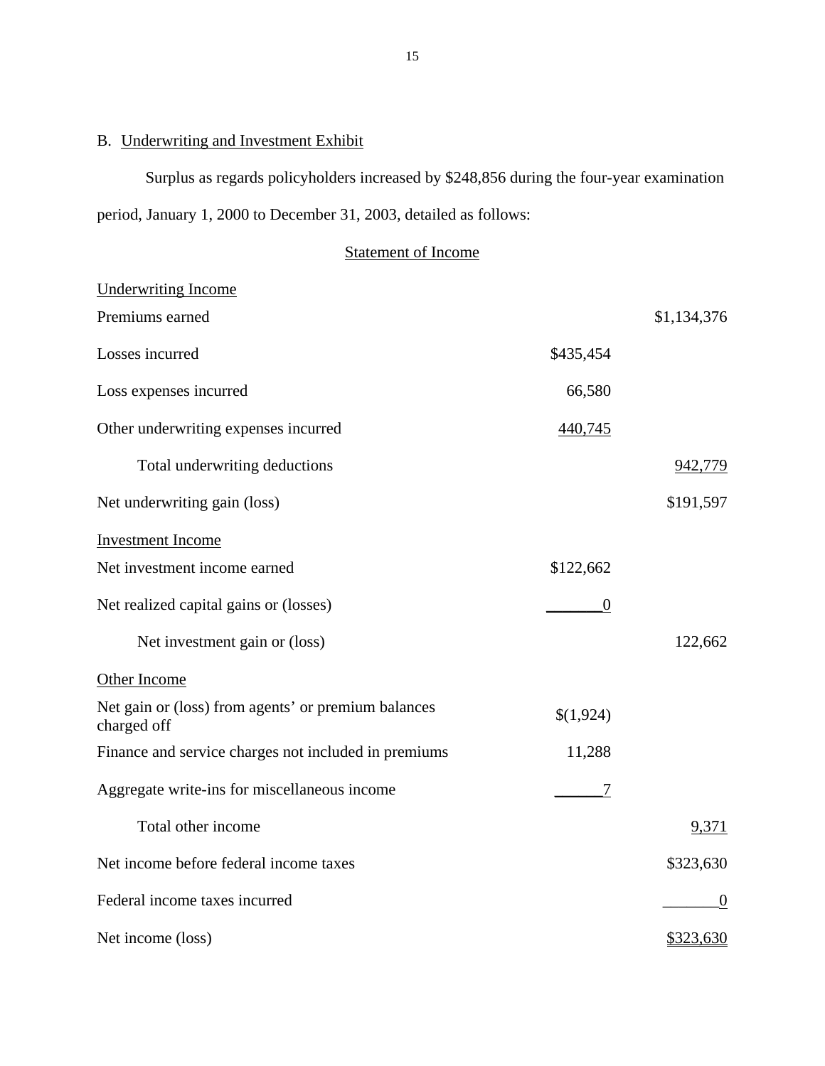B. Underwriting and Investment Exhibit

Surplus as regards policyholders increased by $248,856 during the four-year examination period, January 1, 2000 to December 31, 2003, detailed as follows:

Statement of Income

| | | |
|---|---|---|
| Underwriting Income | | |
| Premiums earned | | $1,134,376 |
| Losses incurred | $435,454 | |
| Loss expenses incurred | 66,580 | |
| Other underwriting expenses incurred | 440,745 | |
| Total underwriting deductions | | 942,779 |
| Net underwriting gain (loss) | | $191,597 |
| Investment Income | | |
| Net investment income earned | $122,662 | |
| Net realized capital gains or (losses) | 0 | |
| Net investment gain or (loss) | | 122,662 |
| Other Income | | |
| Net gain or (loss) from agents' or premium balances charged off | $(1,924) | |
| Finance and service charges not included in premiums | 11,288 | |
| Aggregate write-ins for miscellaneous income | 7 | |
| Total other income | | 9,371 |
| Net income before federal income taxes | | $323,630 |
| Federal income taxes incurred | | 0 |
| Net income (loss) | | $323,630 |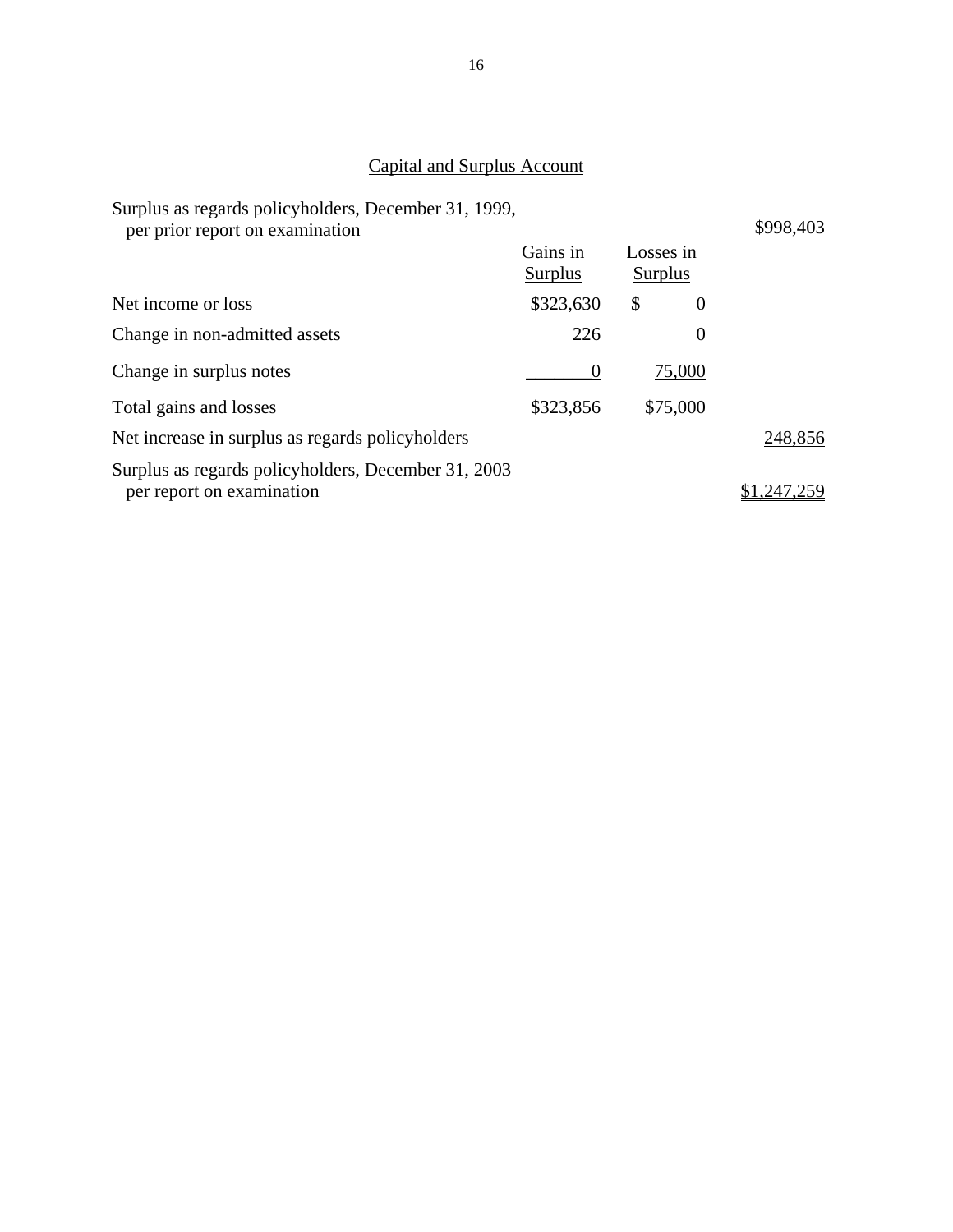## Capital and Surplus Account

| | Gains in Surplus | Losses in Surplus | |
|---|---|---|---|
| Surplus as regards policyholders, December 31, 1999, per prior report on examination | | | $998,403 |
| Net income or loss | $323,630 | $ 0 | |
| Change in non-admitted assets | 226 | 0 | |
| Change in surplus notes | 0 | 75,000 | |
| Total gains and losses | $323,856 | $75,000 | |
| Net increase in surplus as regards policyholders | | | 248,856 |
| Surplus as regards policyholders, December 31, 2003 per report on examination | | | $1,247,259 |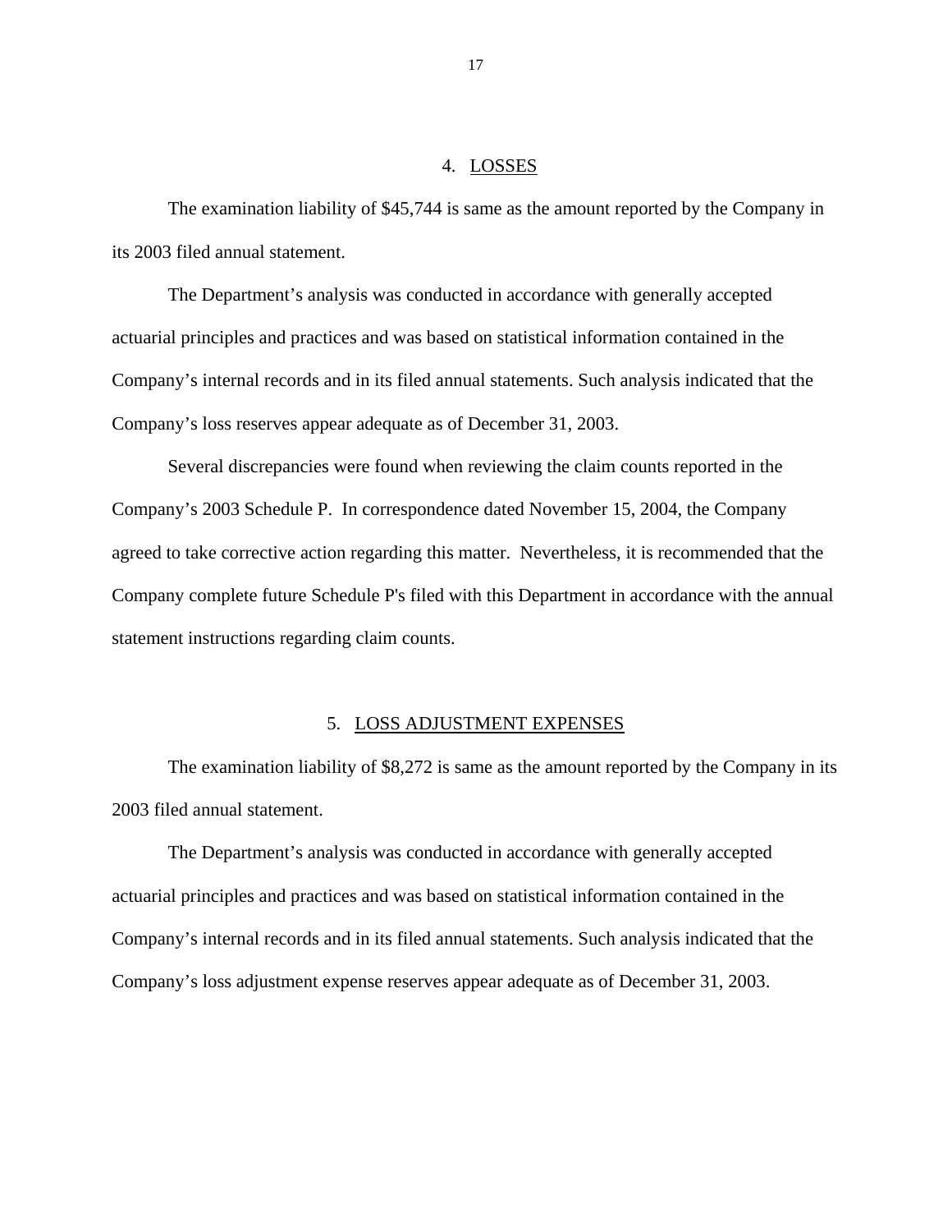## 4. LOSSES

The examination liability of $45,744 is same as the amount reported by the Company in its 2003 filed annual statement.

The Department's analysis was conducted in accordance with generally accepted actuarial principles and practices and was based on statistical information contained in the Company's internal records and in its filed annual statements. Such analysis indicated that the Company's loss reserves appear adequate as of December 31, 2003.

Several discrepancies were found when reviewing the claim counts reported in the Company's 2003 Schedule P. In correspondence dated November 15, 2004, the Company agreed to take corrective action regarding this matter. Nevertheless, it is recommended that the Company complete future Schedule P's filed with this Department in accordance with the annual statement instructions regarding claim counts.

## 5. LOSS ADJUSTMENT EXPENSES

The examination liability of $8,272 is same as the amount reported by the Company in its 2003 filed annual statement.

The Department's analysis was conducted in accordance with generally accepted actuarial principles and practices and was based on statistical information contained in the Company's internal records and in its filed annual statements. Such analysis indicated that the Company's loss adjustment expense reserves appear adequate as of December 31, 2003.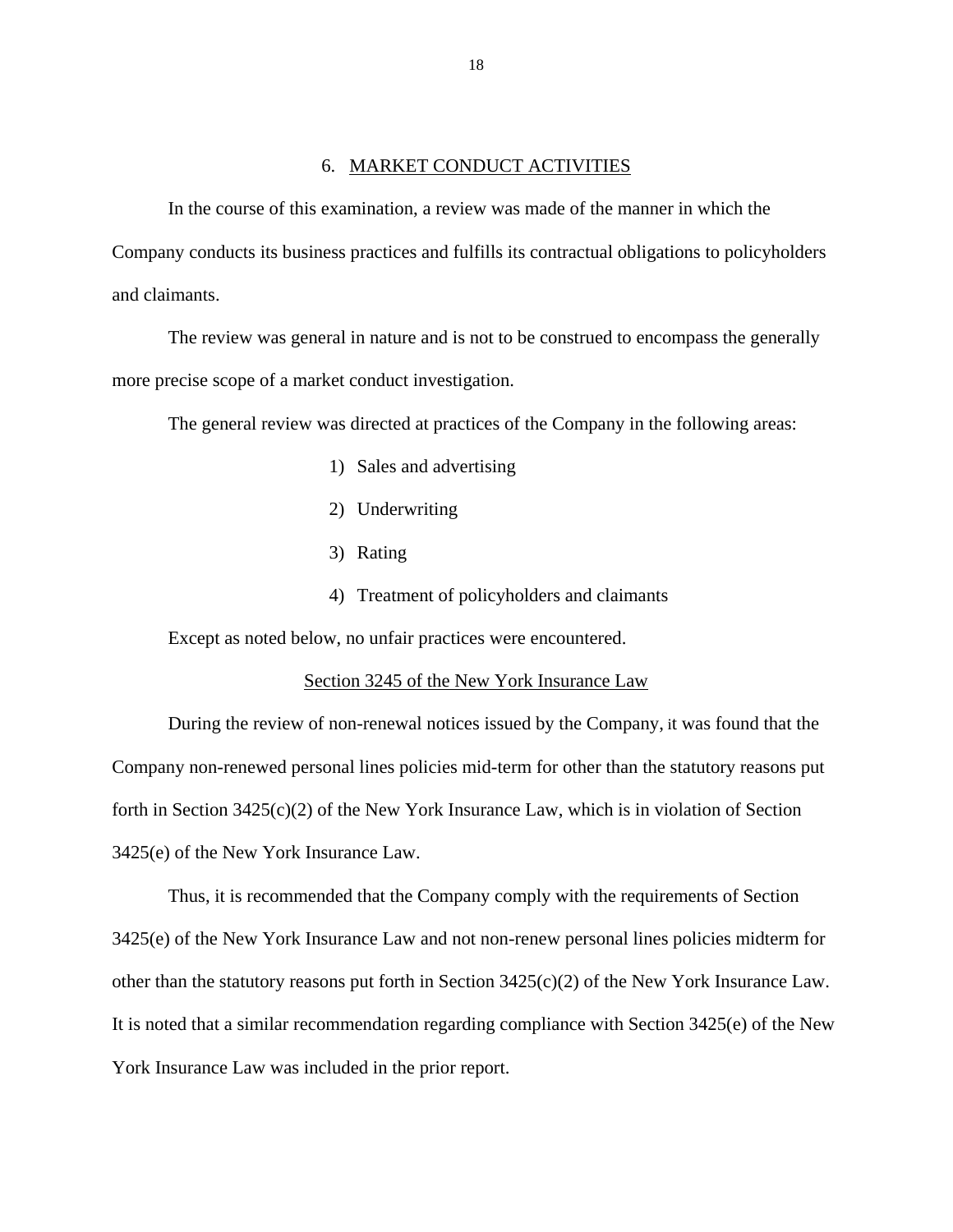## 6. MARKET CONDUCT ACTIVITIES

In the course of this examination, a review was made of the manner in which the Company conducts its business practices and fulfills its contractual obligations to policyholders and claimants.

The review was general in nature and is not to be construed to encompass the generally more precise scope of a market conduct investigation.

The general review was directed at practices of the Company in the following areas:

1) Sales and advertising
2) Underwriting
3) Rating
4) Treatment of policyholders and claimants

Except as noted below, no unfair practices were encountered.

### Section 3245 of the New York Insurance Law

During the review of non-renewal notices issued by the Company, it was found that the Company non-renewed personal lines policies mid-term for other than the statutory reasons put forth in Section 3425(c)(2) of the New York Insurance Law, which is in violation of Section 3425(e) of the New York Insurance Law.

Thus, it is recommended that the Company comply with the requirements of Section 3425(e) of the New York Insurance Law and not non-renew personal lines policies midterm for other than the statutory reasons put forth in Section 3425(c)(2) of the New York Insurance Law. It is noted that a similar recommendation regarding compliance with Section 3425(e) of the New York Insurance Law was included in the prior report.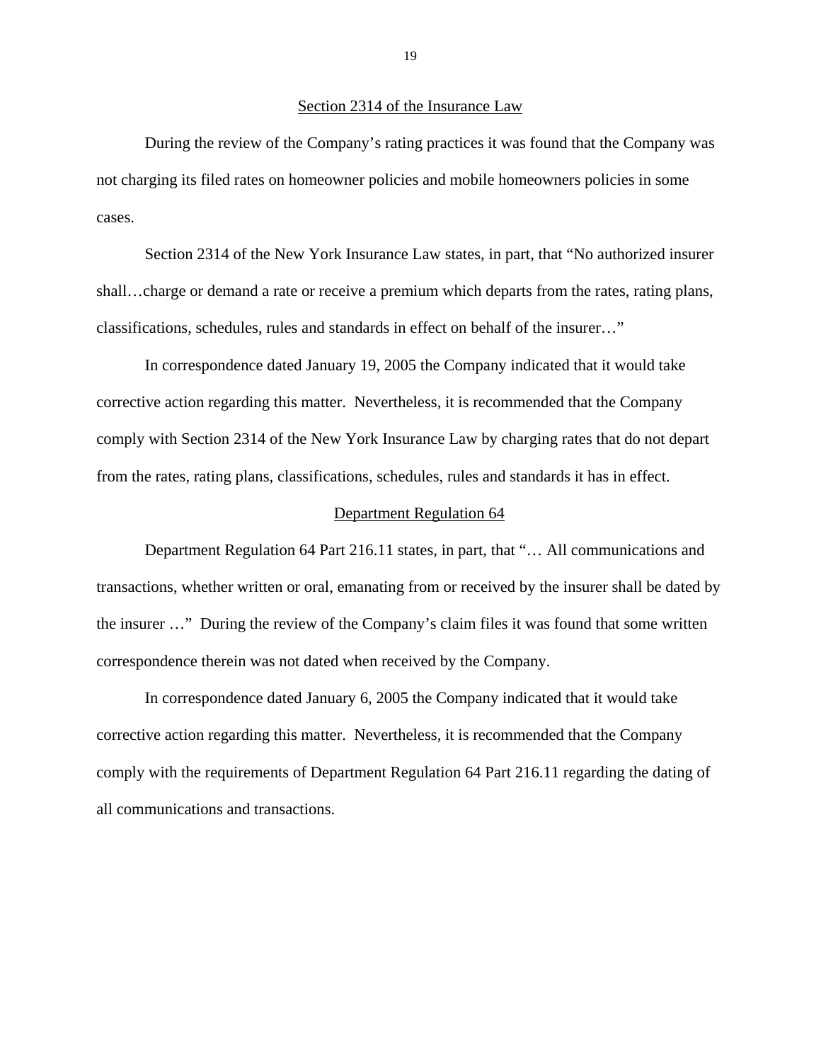## Section 2314 of the Insurance Law

During the review of the Company's rating practices it was found that the Company was not charging its filed rates on homeowner policies and mobile homeowners policies in some cases.

Section 2314 of the New York Insurance Law states, in part, that "No authorized insurer shall…charge or demand a rate or receive a premium which departs from the rates, rating plans, classifications, schedules, rules and standards in effect on behalf of the insurer…"

In correspondence dated January 19, 2005 the Company indicated that it would take corrective action regarding this matter. Nevertheless, it is recommended that the Company comply with Section 2314 of the New York Insurance Law by charging rates that do not depart from the rates, rating plans, classifications, schedules, rules and standards it has in effect.

## Department Regulation 64

Department Regulation 64 Part 216.11 states, in part, that "… All communications and transactions, whether written or oral, emanating from or received by the insurer shall be dated by the insurer …" During the review of the Company's claim files it was found that some written correspondence therein was not dated when received by the Company.

In correspondence dated January 6, 2005 the Company indicated that it would take corrective action regarding this matter. Nevertheless, it is recommended that the Company comply with the requirements of Department Regulation 64 Part 216.11 regarding the dating of all communications and transactions.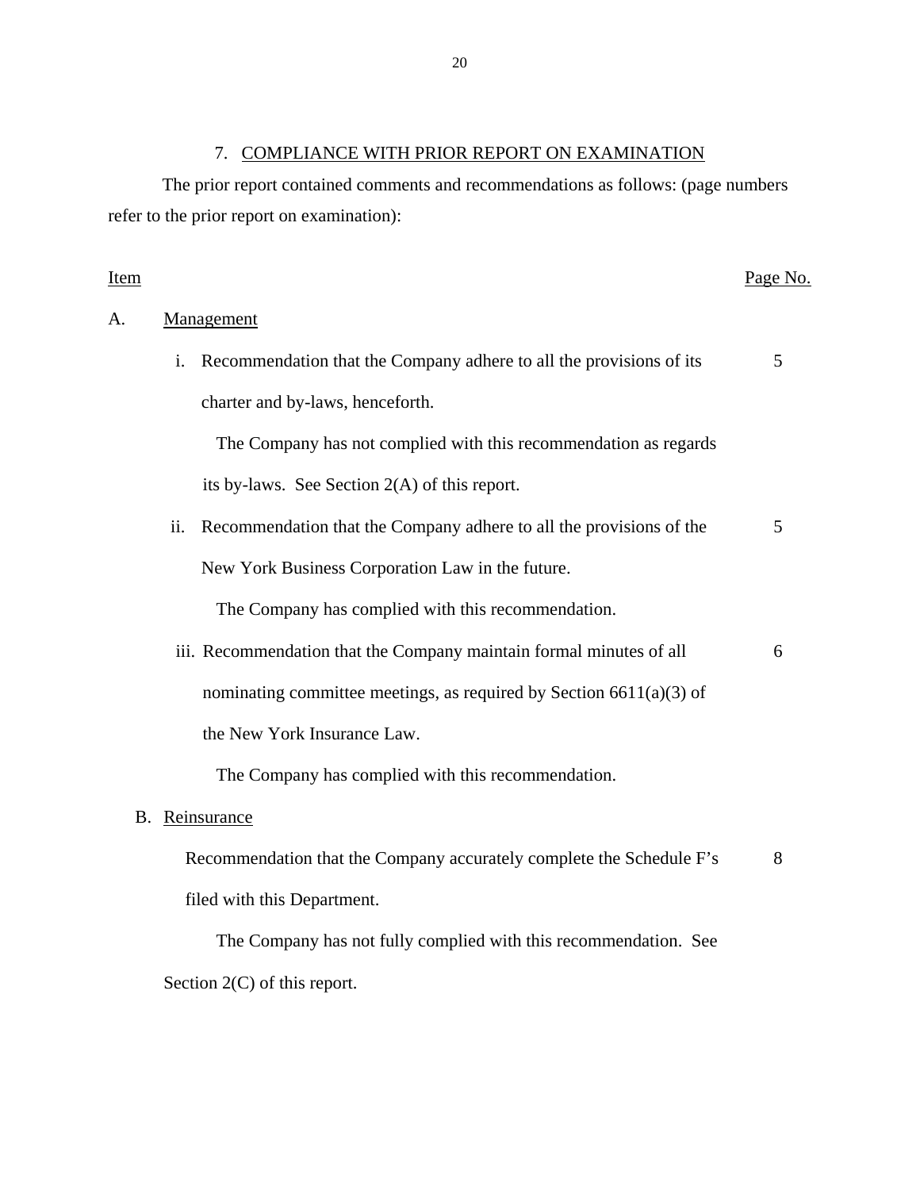## 7. COMPLIANCE WITH PRIOR REPORT ON EXAMINATION

The prior report contained comments and recommendations as follows: (page numbers refer to the prior report on examination):

| Item | | Page No. |
|---|---|---|
| A. | Management | |
| | i. Recommendation that the Company adhere to all the provisions of its charter and by-laws, henceforth. | 5 |
| | The Company has not complied with this recommendation as regards its by-laws. See Section 2(A) of this report. | |
| | ii. Recommendation that the Company adhere to all the provisions of the New York Business Corporation Law in the future. | 5 |
| | The Company has complied with this recommendation. | |
| | iii. Recommendation that the Company maintain formal minutes of all nominating committee meetings, as required by Section 6611(a)(3) of the New York Insurance Law. | 6 |
| | The Company has complied with this recommendation. | |
| B. | Reinsurance | |
| | Recommendation that the Company accurately complete the Schedule F's filed with this Department. | 8 |
| | The Company has not fully complied with this recommendation. See Section 2(C) of this report. | |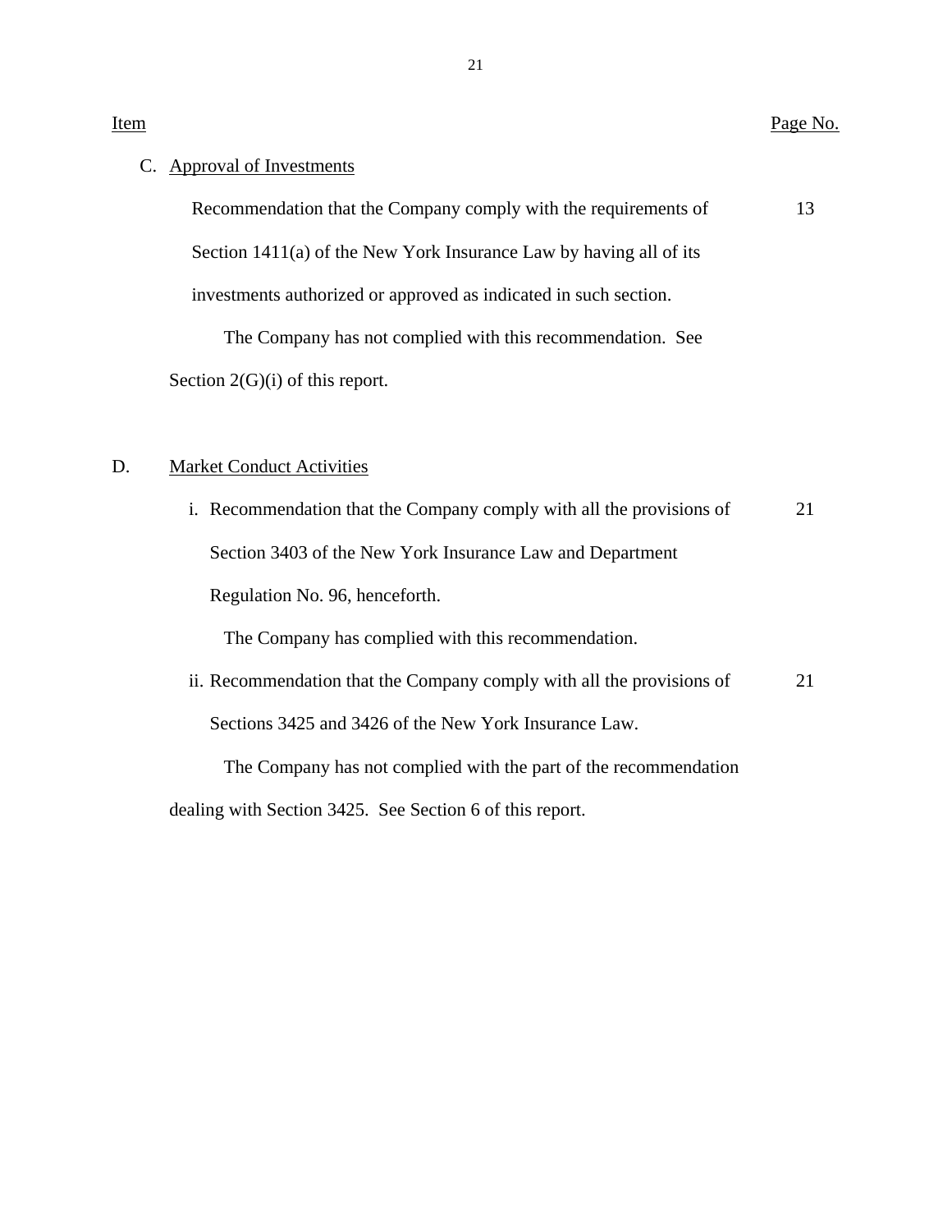| Item | Page No. |
|---|---|
| C. Approval of Investments | |
| Recommendation that the Company comply with the requirements of Section 1411(a) of the New York Insurance Law by having all of its investments authorized or approved as indicated in such section. | 13 |

The Company has not complied with this recommendation. See Section 2(G)(i) of this report.

D. Market Conduct Activities

| Item | Page No. |
|---|---|
| i. Recommendation that the Company comply with all the provisions of Section 3403 of the New York Insurance Law and Department Regulation No. 96, henceforth. | 21 |

The Company has complied with this recommendation.

| Item | Page No. |
|---|---|
| ii. Recommendation that the Company comply with all the provisions of Sections 3425 and 3426 of the New York Insurance Law. | 21 |

The Company has not complied with the part of the recommendation dealing with Section 3425. See Section 6 of this report.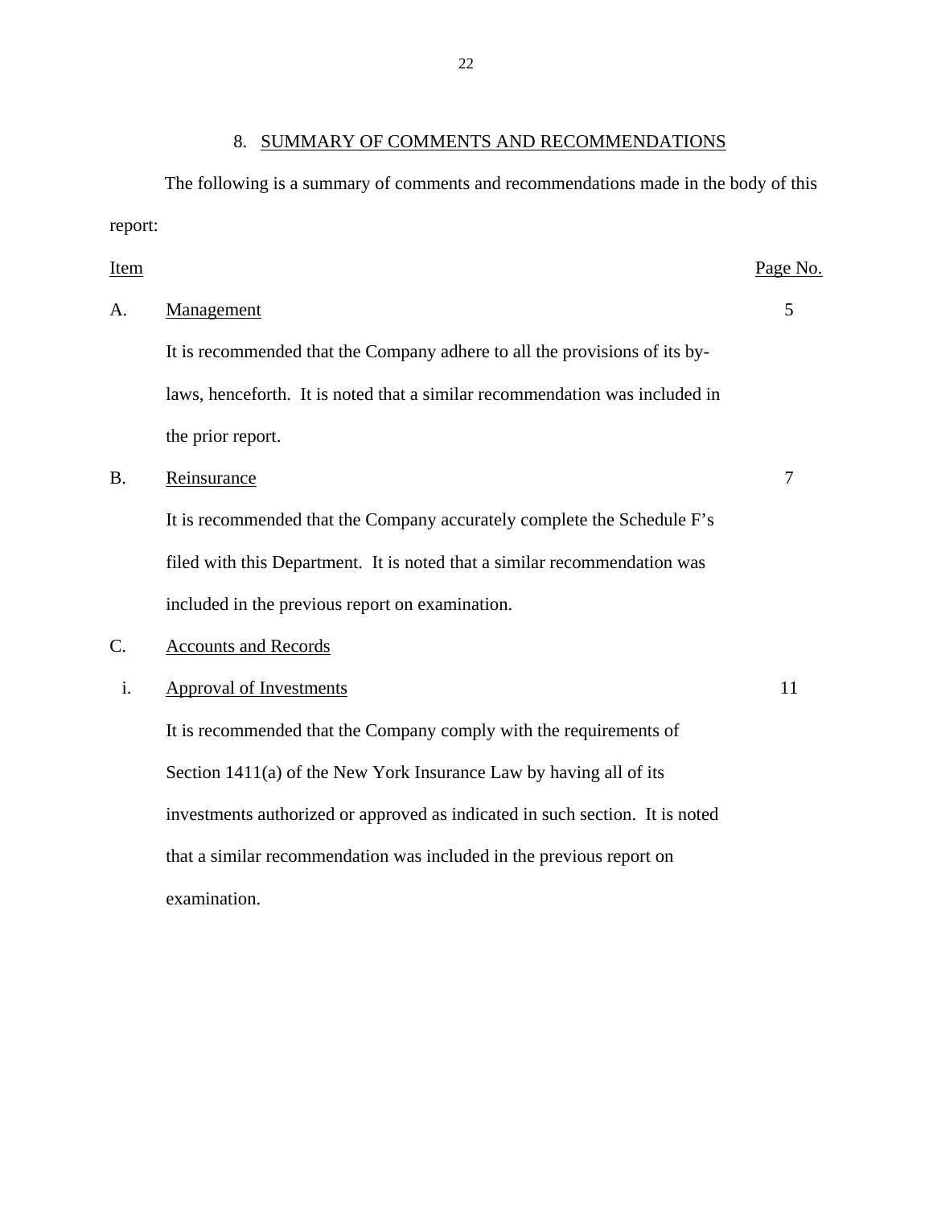## 8. SUMMARY OF COMMENTS AND RECOMMENDATIONS

The following is a summary of comments and recommendations made in the body of this report:

| Item | | Page No. |
|---|---|---|
| A. | Management<br>It is recommended that the Company adhere to all the provisions of its by-laws, henceforth. It is noted that a similar recommendation was included in the prior report. | 5 |
| B. | Reinsurance<br>It is recommended that the Company accurately complete the Schedule F's filed with this Department. It is noted that a similar recommendation was included in the previous report on examination. | 7 |
| C. | Accounts and Records | |
| i. | Approval of Investments<br>It is recommended that the Company comply with the requirements of Section 1411(a) of the New York Insurance Law by having all of its investments authorized or approved as indicated in such section. It is noted that a similar recommendation was included in the previous report on examination. | 11 |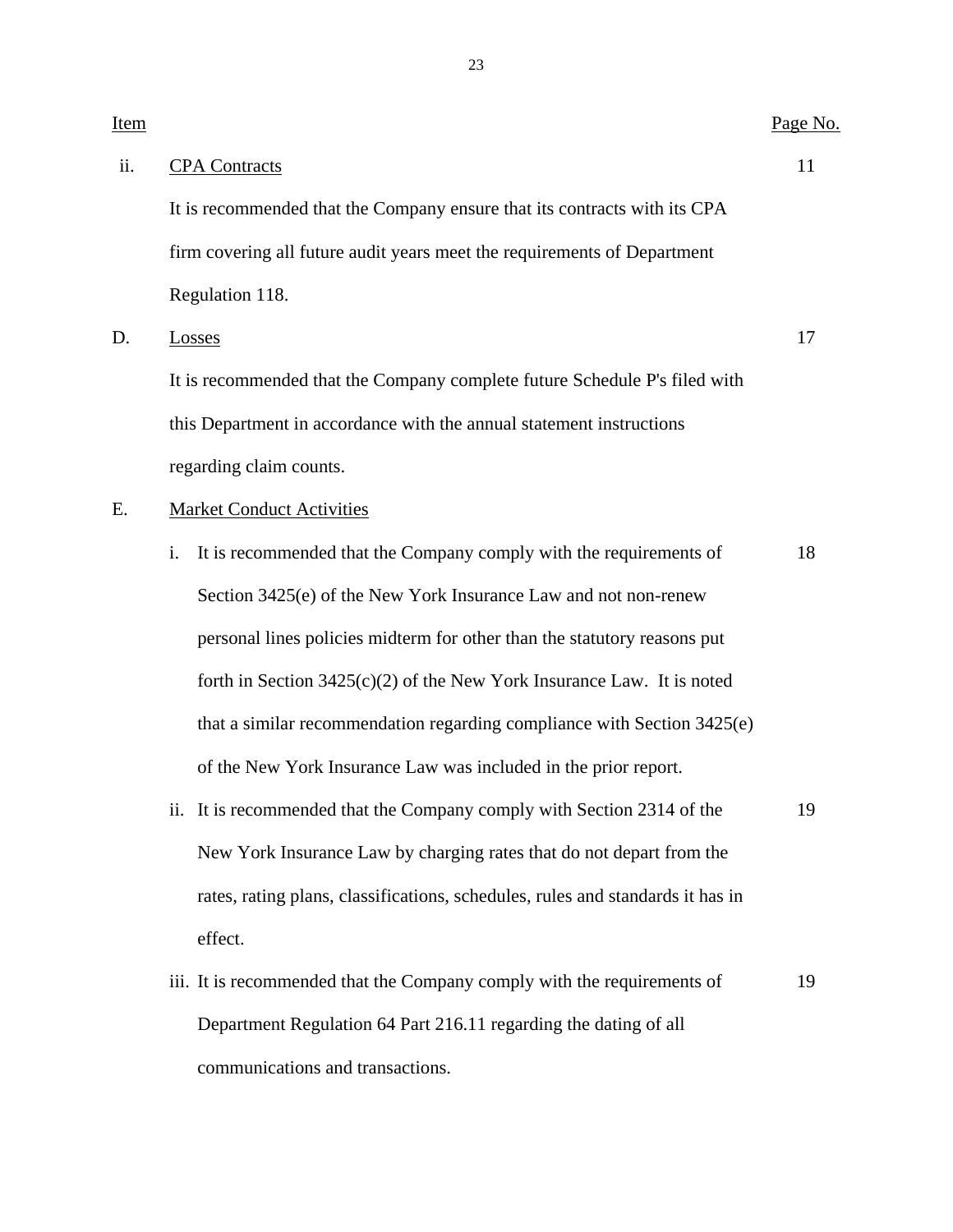| Item | | Page No. |
|---|---|---|
| ii. | CPA Contracts<br><br>It is recommended that the Company ensure that its contracts with its CPA firm covering all future audit years meet the requirements of Department Regulation 118. | 11 |
| D. | Losses<br><br>It is recommended that the Company complete future Schedule P's filed with this Department in accordance with the annual statement instructions regarding claim counts. | 17 |
| E. | Market Conduct Activities | |
| | i. It is recommended that the Company comply with the requirements of Section 3425(e) of the New York Insurance Law and not non-renew personal lines policies midterm for other than the statutory reasons put forth in Section 3425(c)(2) of the New York Insurance Law. It is noted that a similar recommendation regarding compliance with Section 3425(e) of the New York Insurance Law was included in the prior report. | 18 |
| | ii. It is recommended that the Company comply with Section 2314 of the New York Insurance Law by charging rates that do not depart from the rates, rating plans, classifications, schedules, rules and standards it has in effect. | 19 |
| | iii. It is recommended that the Company comply with the requirements of Department Regulation 64 Part 216.11 regarding the dating of all communications and transactions. | 19 |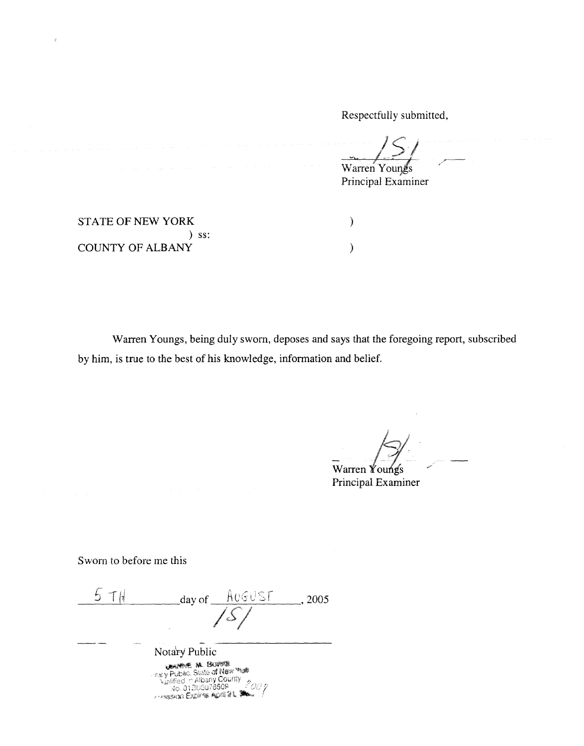Respectfully submitted,

/S/

Warren Youngs
Principal Examiner

STATE OF NEW YORK )
) ss:
COUNTY OF ALBANY )

Warren Youngs, being duly sworn, deposes and says that the foregoing report, subscribed by him, is true to the best of his knowledge, information and belief.

/S/

Warren Youngs
Principal Examiner

Sworn to before me this

5 TH day of AUGUST, 2005

/S/

Notary Public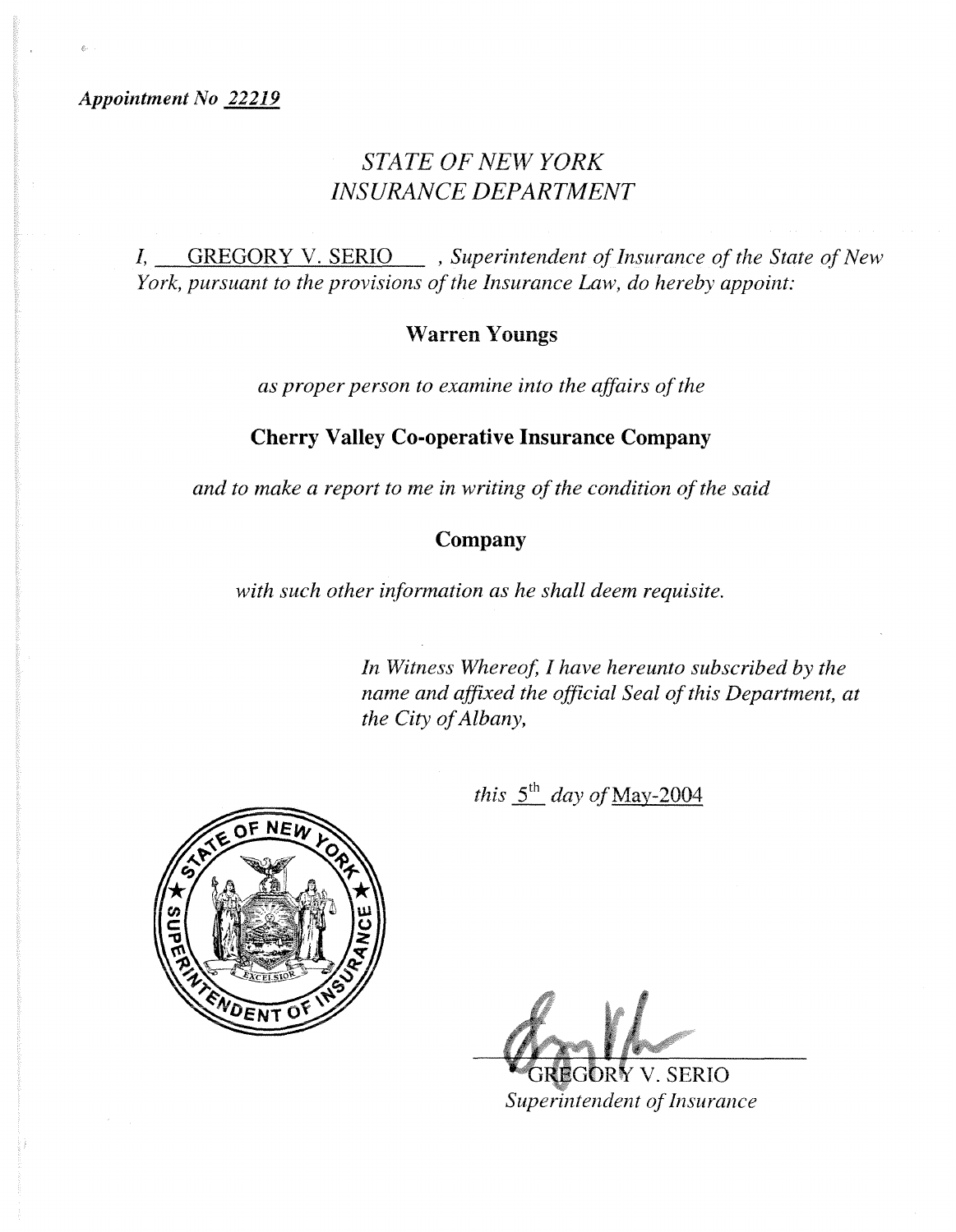*Appointment No 22219*

*STATE OF NEW YORK*
*INSURANCE DEPARTMENT*

*I,* GREGORY V. SERIO *, Superintendent of Insurance of the State of New York, pursuant to the provisions of the Insurance Law, do hereby appoint:*

**Warren Youngs**

*as proper person to examine into the affairs of the*

**Cherry Valley Co-operative Insurance Company**

*and to make a report to me in writing of the condition of the said*

**Company**

*with such other information as he shall deem requisite.*

*In Witness Whereof, I have hereunto subscribed by the name and affixed the official Seal of this Department, at the City of Albany,*

*this* 5th *day of* May-2004

STATE OF NEW YORK ★ SUPERINTENDENT OF INSURANCE ★ EXCELSIOR

GREGORY V. SERIO
*Superintendent of Insurance*